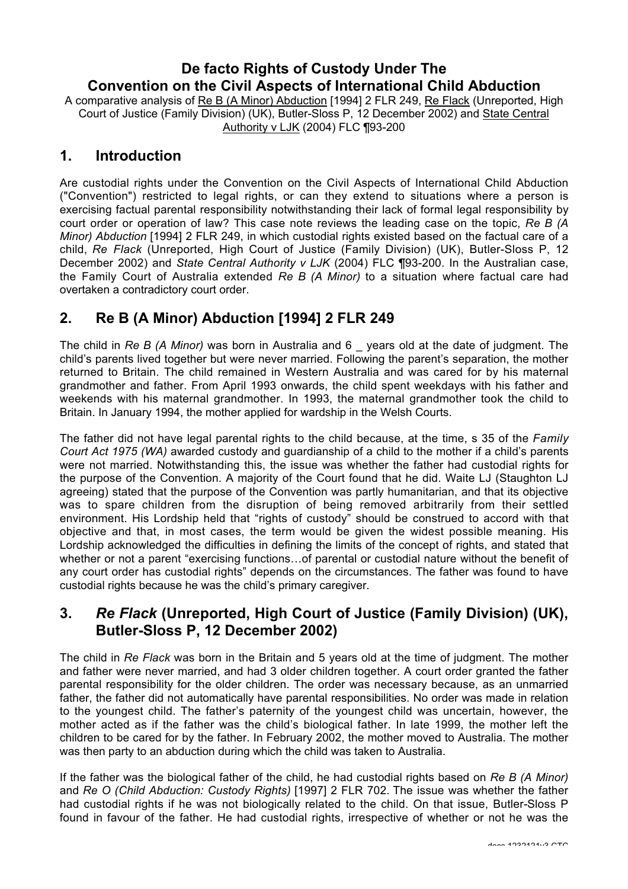# De facto Rights of Custody Under The Convention on the Civil Aspects of International Child Abduction

A comparative analysis of Re B (A Minor) Abduction [1994] 2 FLR 249, Re Flack (Unreported, High Court of Justice (Family Division) (UK), Butler-Sloss P, 12 December 2002) and State Central Authority v LJK (2004) FLC ¶93-200

## 1. Introduction

Are custodial rights under the Convention on the Civil Aspects of International Child Abduction ("Convention") restricted to legal rights, or can they extend to situations where a person is exercising factual parental responsibility notwithstanding their lack of formal legal responsibility by court order or operation of law? This case note reviews the leading case on the topic, *Re B (A Minor) Abduction* [1994] 2 FLR 249, in which custodial rights existed based on the factual care of a child, *Re Flack* (Unreported, High Court of Justice (Family Division) (UK), Butler-Sloss P, 12 December 2002) and *State Central Authority v LJK* (2004) FLC ¶93-200. In the Australian case, the Family Court of Australia extended *Re B (A Minor)* to a situation where factual care had overtaken a contradictory court order.

## 2. Re B (A Minor) Abduction [1994] 2 FLR 249

The child in *Re B (A Minor)* was born in Australia and 6 _ years old at the date of judgment. The child's parents lived together but were never married. Following the parent's separation, the mother returned to Britain. The child remained in Western Australia and was cared for by his maternal grandmother and father. From April 1993 onwards, the child spent weekdays with his father and weekends with his maternal grandmother. In 1993, the maternal grandmother took the child to Britain. In January 1994, the mother applied for wardship in the Welsh Courts.

The father did not have legal parental rights to the child because, at the time, s 35 of the *Family Court Act 1975 (WA)* awarded custody and guardianship of a child to the mother if a child's parents were not married. Notwithstanding this, the issue was whether the father had custodial rights for the purpose of the Convention. A majority of the Court found that he did. Waite LJ (Staughton LJ agreeing) stated that the purpose of the Convention was partly humanitarian, and that its objective was to spare children from the disruption of being removed arbitrarily from their settled environment. His Lordship held that "rights of custody" should be construed to accord with that objective and that, in most cases, the term would be given the widest possible meaning. His Lordship acknowledged the difficulties in defining the limits of the concept of rights, and stated that whether or not a parent "exercising functions…of parental or custodial nature without the benefit of any court order has custodial rights" depends on the circumstances. The father was found to have custodial rights because he was the child's primary caregiver.

## 3. *Re Flack* (Unreported, High Court of Justice (Family Division) (UK), Butler-Sloss P, 12 December 2002)

The child in *Re Flack* was born in the Britain and 5 years old at the time of judgment. The mother and father were never married, and had 3 older children together. A court order granted the father parental responsibility for the older children. The order was necessary because, as an unmarried father, the father did not automatically have parental responsibilities. No order was made in relation to the youngest child. The father's paternity of the youngest child was uncertain, however, the mother acted as if the father was the child's biological father. In late 1999, the mother left the children to be cared for by the father. In February 2002, the mother moved to Australia. The mother was then party to an abduction during which the child was taken to Australia.

If the father was the biological father of the child, he had custodial rights based on *Re B (A Minor)* and *Re O (Child Abduction: Custody Rights)* [1997] 2 FLR 702. The issue was whether the father had custodial rights if he was not biologically related to the child. On that issue, Butler-Sloss P found in favour of the father. He had custodial rights, irrespective of whether or not he was the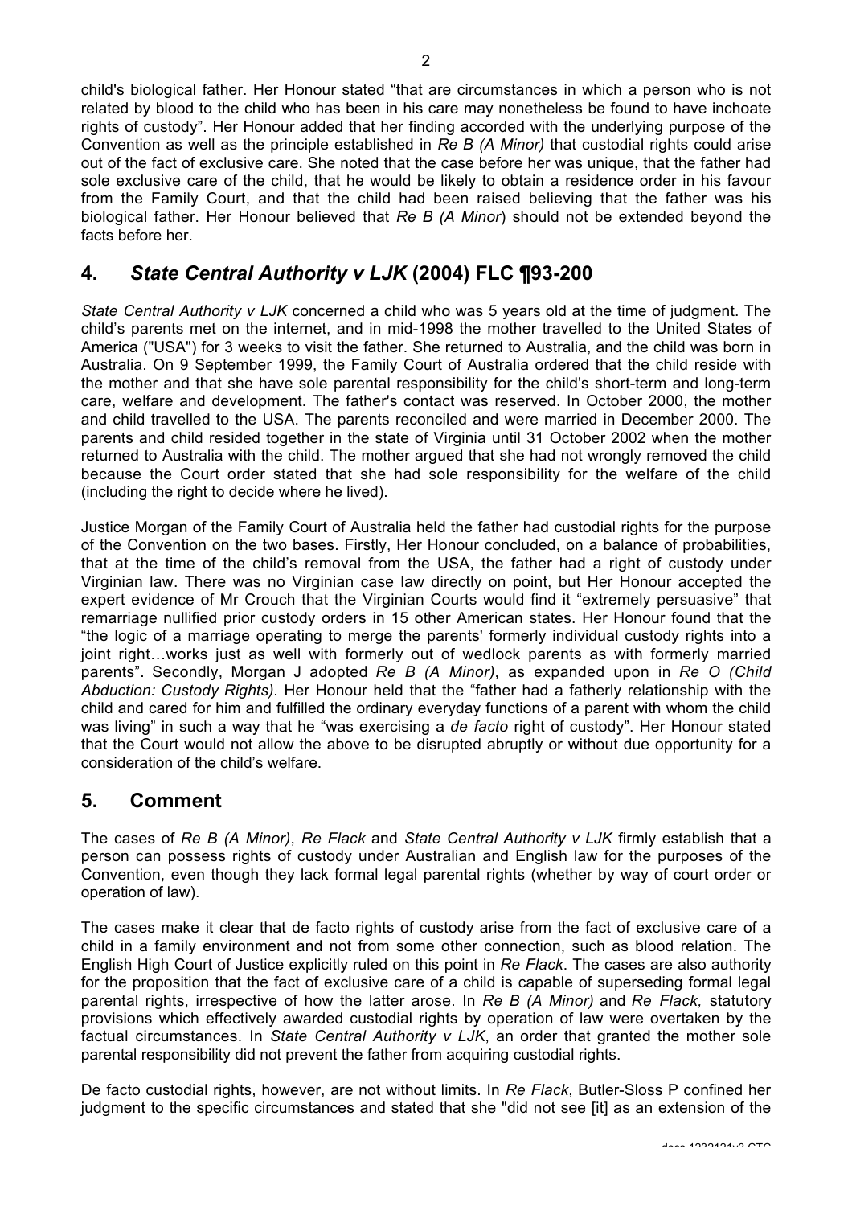child's biological father. Her Honour stated "that are circumstances in which a person who is not related by blood to the child who has been in his care may nonetheless be found to have inchoate rights of custody". Her Honour added that her finding accorded with the underlying purpose of the Convention as well as the principle established in *Re B (A Minor)* that custodial rights could arise out of the fact of exclusive care. She noted that the case before her was unique, that the father had sole exclusive care of the child, that he would be likely to obtain a residence order in his favour from the Family Court, and that the child had been raised believing that the father was his biological father. Her Honour believed that *Re B (A Minor*) should not be extended beyond the facts before her.

## 4. *State Central Authority v LJK* (2004) FLC ¶93-200

*State Central Authority v LJK* concerned a child who was 5 years old at the time of judgment. The child's parents met on the internet, and in mid-1998 the mother travelled to the United States of America ("USA") for 3 weeks to visit the father. She returned to Australia, and the child was born in Australia. On 9 September 1999, the Family Court of Australia ordered that the child reside with the mother and that she have sole parental responsibility for the child's short-term and long-term care, welfare and development. The father's contact was reserved. In October 2000, the mother and child travelled to the USA. The parents reconciled and were married in December 2000. The parents and child resided together in the state of Virginia until 31 October 2002 when the mother returned to Australia with the child. The mother argued that she had not wrongly removed the child because the Court order stated that she had sole responsibility for the welfare of the child (including the right to decide where he lived).

Justice Morgan of the Family Court of Australia held the father had custodial rights for the purpose of the Convention on the two bases. Firstly, Her Honour concluded, on a balance of probabilities, that at the time of the child's removal from the USA, the father had a right of custody under Virginian law. There was no Virginian case law directly on point, but Her Honour accepted the expert evidence of Mr Crouch that the Virginian Courts would find it "extremely persuasive" that remarriage nullified prior custody orders in 15 other American states. Her Honour found that the "the logic of a marriage operating to merge the parents' formerly individual custody rights into a joint right…works just as well with formerly out of wedlock parents as with formerly married parents". Secondly, Morgan J adopted *Re B (A Minor)*, as expanded upon in *Re O (Child Abduction: Custody Rights)*. Her Honour held that the "father had a fatherly relationship with the child and cared for him and fulfilled the ordinary everyday functions of a parent with whom the child was living" in such a way that he "was exercising a *de facto* right of custody". Her Honour stated that the Court would not allow the above to be disrupted abruptly or without due opportunity for a consideration of the child's welfare.

## 5. Comment

The cases of *Re B (A Minor)*, *Re Flack* and *State Central Authority v LJK* firmly establish that a person can possess rights of custody under Australian and English law for the purposes of the Convention, even though they lack formal legal parental rights (whether by way of court order or operation of law).

The cases make it clear that de facto rights of custody arise from the fact of exclusive care of a child in a family environment and not from some other connection, such as blood relation. The English High Court of Justice explicitly ruled on this point in *Re Flack*. The cases are also authority for the proposition that the fact of exclusive care of a child is capable of superseding formal legal parental rights, irrespective of how the latter arose. In *Re B (A Minor)* and *Re Flack,* statutory provisions which effectively awarded custodial rights by operation of law were overtaken by the factual circumstances. In *State Central Authority v LJK*, an order that granted the mother sole parental responsibility did not prevent the father from acquiring custodial rights.

De facto custodial rights, however, are not without limits. In *Re Flack*, Butler-Sloss P confined her judgment to the specific circumstances and stated that she "did not see [it] as an extension of the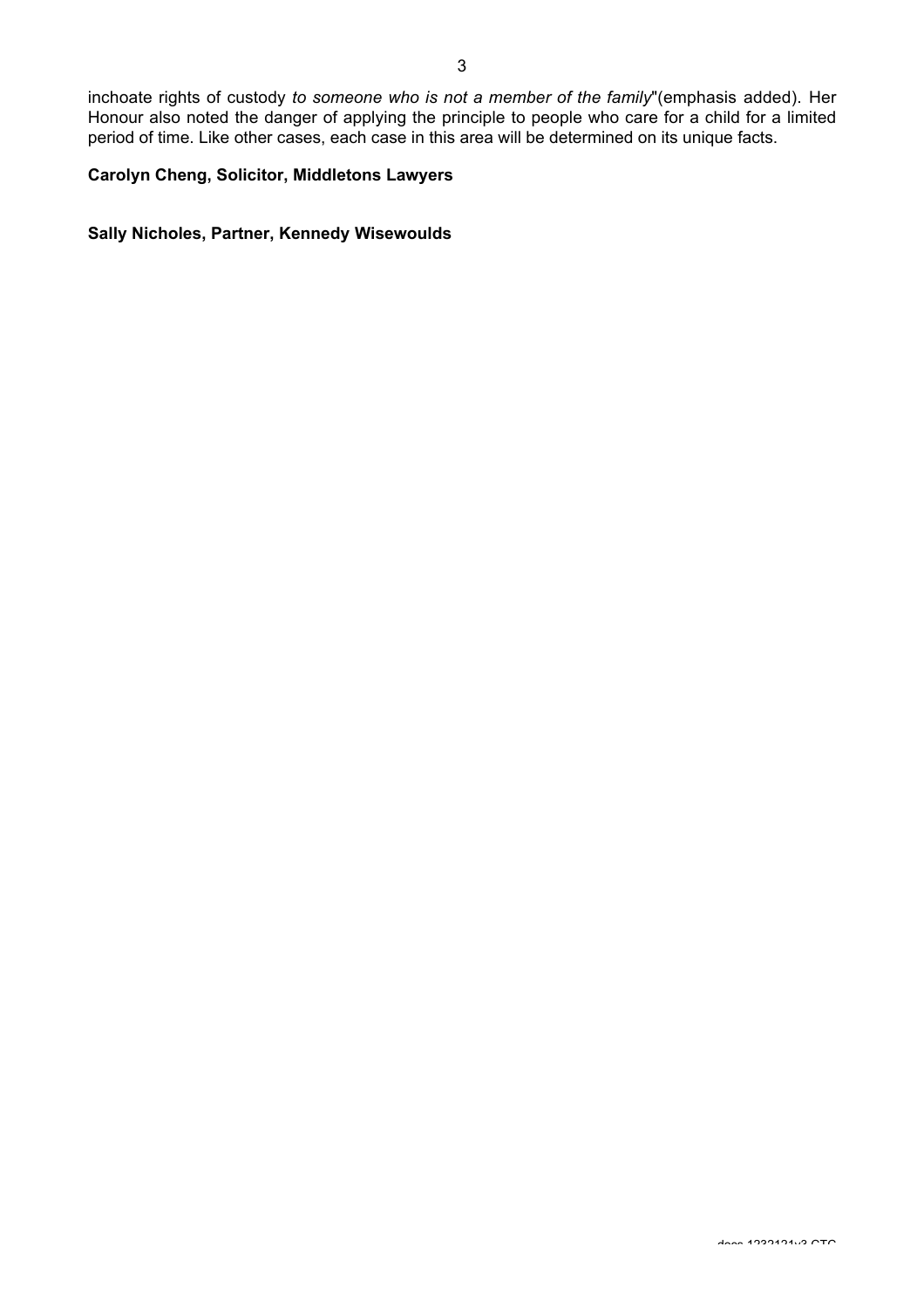inchoate rights of custody *to someone who is not a member of the family*"(emphasis added). Her Honour also noted the danger of applying the principle to people who care for a child for a limited period of time. Like other cases, each case in this area will be determined on its unique facts.

**Carolyn Cheng, Solicitor, Middletons Lawyers**

**Sally Nicholes, Partner, Kennedy Wisewoulds**